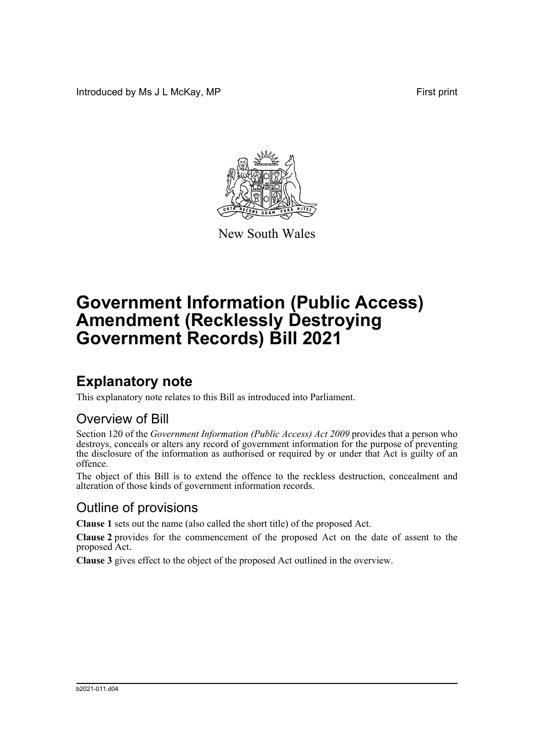Introduced by Ms J L McKay, MP

First print

New South Wales

# Government Information (Public Access) Amendment (Recklessly Destroying Government Records) Bill 2021

## Explanatory note

This explanatory note relates to this Bill as introduced into Parliament.

### Overview of Bill

Section 120 of the *Government Information (Public Access) Act 2009* provides that a person who destroys, conceals or alters any record of government information for the purpose of preventing the disclosure of the information as authorised or required by or under that Act is guilty of an offence.

The object of this Bill is to extend the offence to the reckless destruction, concealment and alteration of those kinds of government information records.

### Outline of provisions

**Clause 1** sets out the name (also called the short title) of the proposed Act.

**Clause 2** provides for the commencement of the proposed Act on the date of assent to the proposed Act.

**Clause 3** gives effect to the object of the proposed Act outlined in the overview.

b2021-011.d04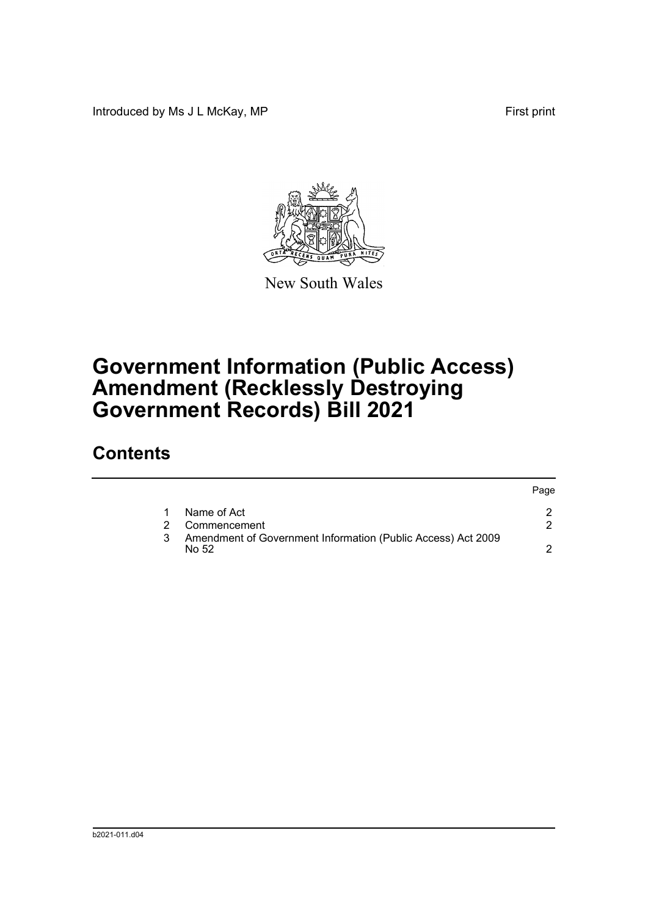Introduced by Ms J L McKay, MP First print

New South Wales

# Government Information (Public Access) Amendment (Recklessly Destroying Government Records) Bill 2021

## Contents

| | | Page |
|---|---|---|
| 1 | Name of Act | 2 |
| 2 | Commencement | 2 |
| 3 | Amendment of Government Information (Public Access) Act 2009 No 52 | 2 |

b2021-011.d04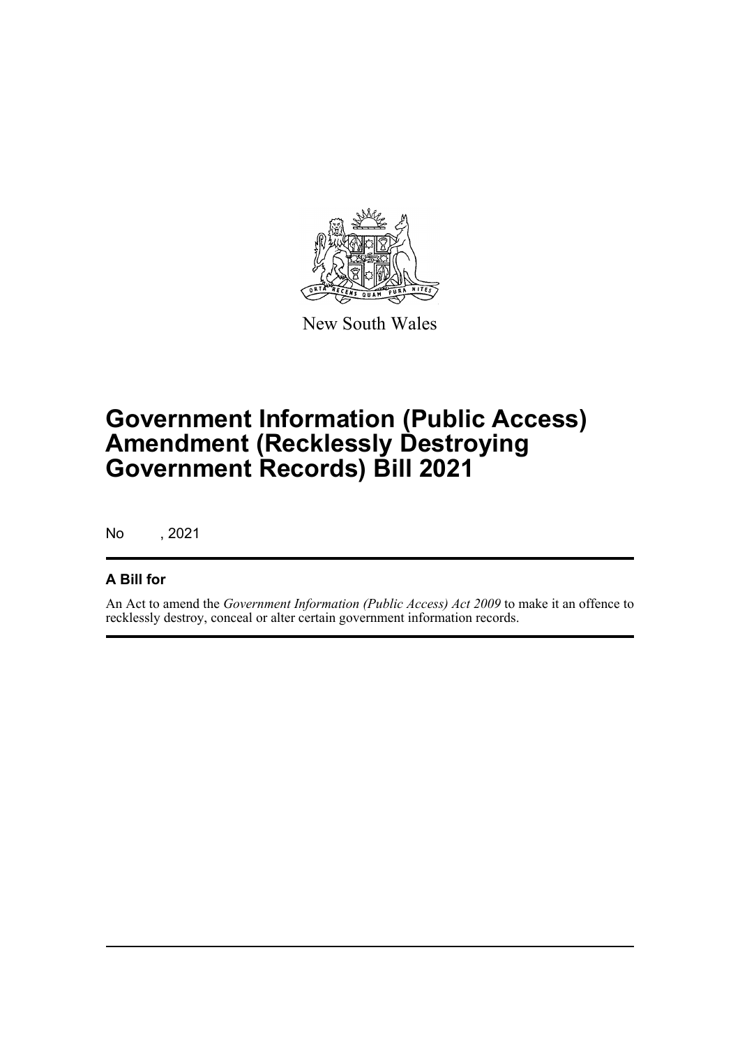New South Wales

# Government Information (Public Access) Amendment (Recklessly Destroying Government Records) Bill 2021

No , 2021

## A Bill for

An Act to amend the *Government Information (Public Access) Act 2009* to make it an offence to recklessly destroy, conceal or alter certain government information records.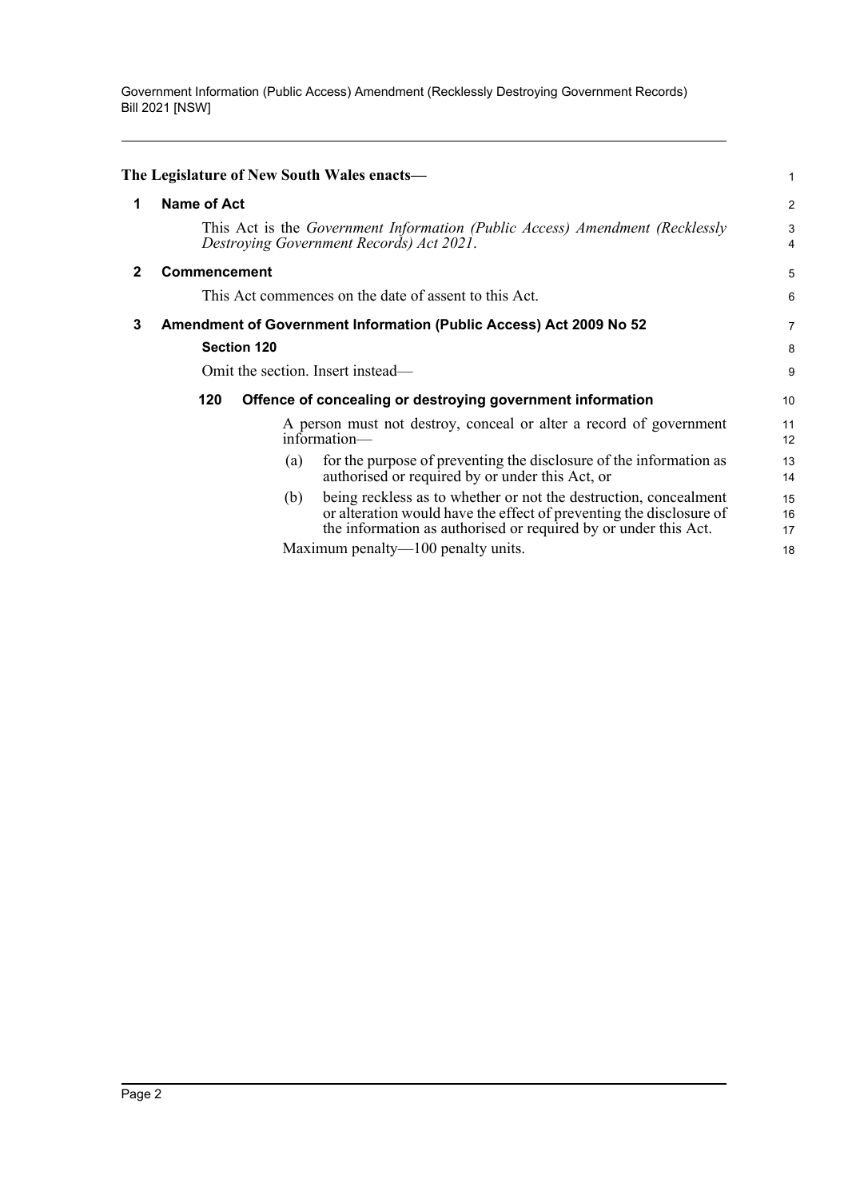**The Legislature of New South Wales enacts—**

## 1 Name of Act

This Act is the *Government Information (Public Access) Amendment (Recklessly Destroying Government Records) Act 2021*.

## 2 Commencement

This Act commences on the date of assent to this Act.

## 3 Amendment of Government Information (Public Access) Act 2009 No 52

### Section 120

Omit the section. Insert instead—

### 120 Offence of concealing or destroying government information

A person must not destroy, conceal or alter a record of government information—

(a) for the purpose of preventing the disclosure of the information as authorised or required by or under this Act, or

(b) being reckless as to whether or not the destruction, concealment or alteration would have the effect of preventing the disclosure of the information as authorised or required by or under this Act.

Maximum penalty—100 penalty units.